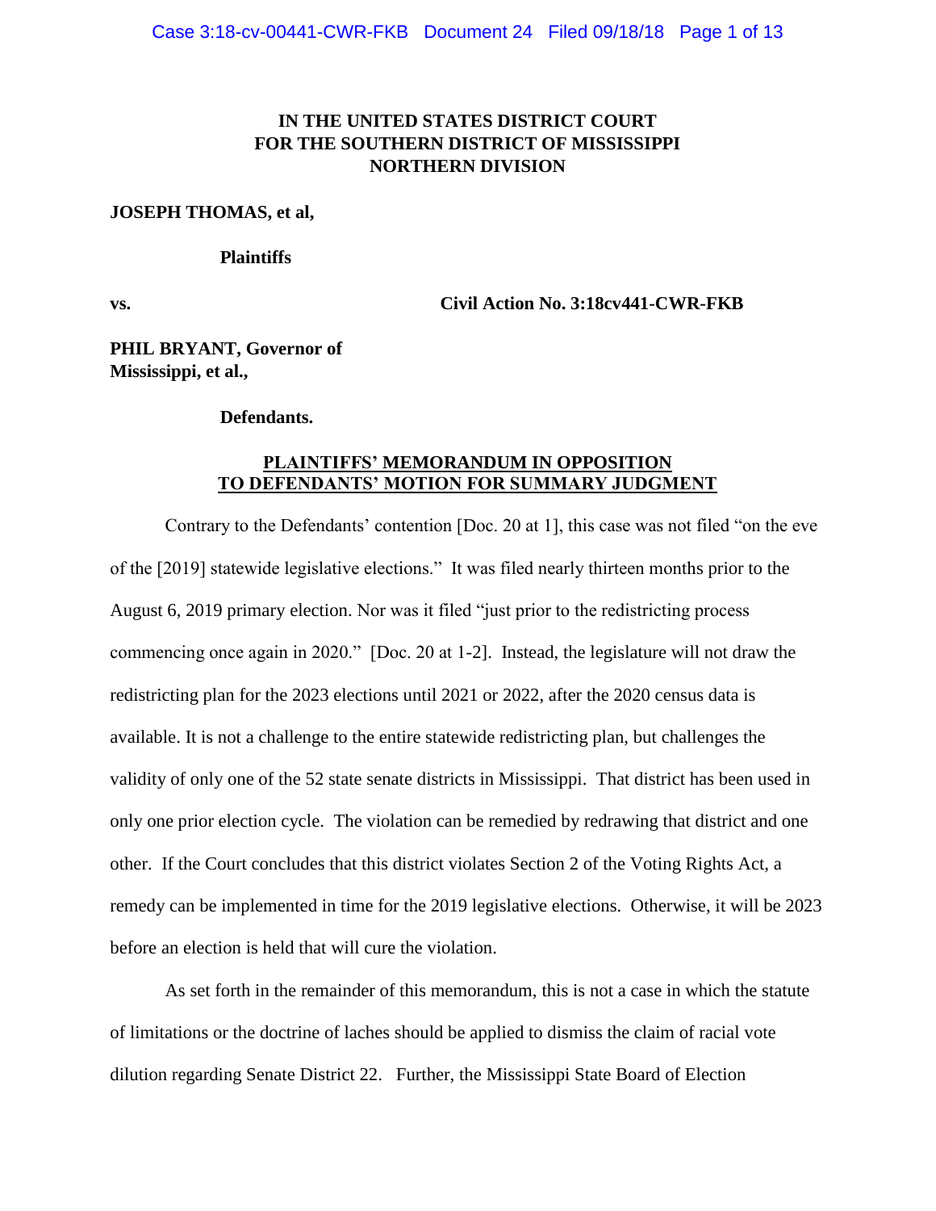**IN THE UNITED STATES DISTRICT COURT**
**FOR THE SOUTHERN DISTRICT OF MISSISSIPPI**
**NORTHERN DIVISION**

**JOSEPH THOMAS, et al,**

**Plaintiffs**

**vs.** **Civil Action No. 3:18cv441-CWR-FKB**

**PHIL BRYANT, Governor of Mississippi, et al.,**

**Defendants.**

**PLAINTIFFS' MEMORANDUM IN OPPOSITION TO DEFENDANTS' MOTION FOR SUMMARY JUDGMENT**

Contrary to the Defendants' contention [Doc. 20 at 1], this case was not filed "on the eve of the [2019] statewide legislative elections." It was filed nearly thirteen months prior to the August 6, 2019 primary election. Nor was it filed "just prior to the redistricting process commencing once again in 2020." [Doc. 20 at 1-2]. Instead, the legislature will not draw the redistricting plan for the 2023 elections until 2021 or 2022, after the 2020 census data is available. It is not a challenge to the entire statewide redistricting plan, but challenges the validity of only one of the 52 state senate districts in Mississippi. That district has been used in only one prior election cycle. The violation can be remedied by redrawing that district and one other. If the Court concludes that this district violates Section 2 of the Voting Rights Act, a remedy can be implemented in time for the 2019 legislative elections. Otherwise, it will be 2023 before an election is held that will cure the violation.

As set forth in the remainder of this memorandum, this is not a case in which the statute of limitations or the doctrine of laches should be applied to dismiss the claim of racial vote dilution regarding Senate District 22. Further, the Mississippi State Board of Election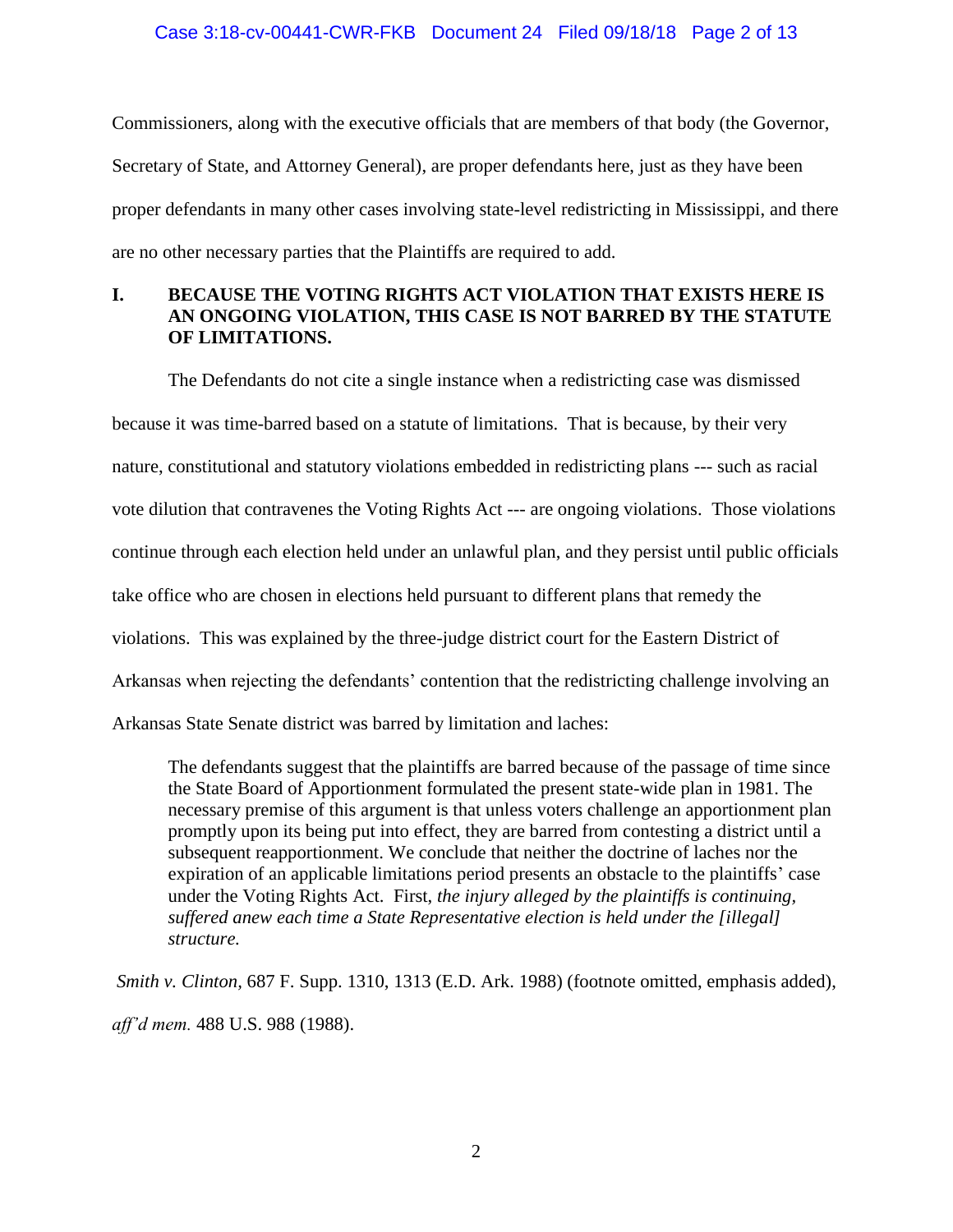Commissioners, along with the executive officials that are members of that body (the Governor, Secretary of State, and Attorney General), are proper defendants here, just as they have been proper defendants in many other cases involving state-level redistricting in Mississippi, and there are no other necessary parties that the Plaintiffs are required to add.

## I. BECAUSE THE VOTING RIGHTS ACT VIOLATION THAT EXISTS HERE IS AN ONGOING VIOLATION, THIS CASE IS NOT BARRED BY THE STATUTE OF LIMITATIONS.

The Defendants do not cite a single instance when a redistricting case was dismissed because it was time-barred based on a statute of limitations. That is because, by their very nature, constitutional and statutory violations embedded in redistricting plans --- such as racial vote dilution that contravenes the Voting Rights Act --- are ongoing violations. Those violations continue through each election held under an unlawful plan, and they persist until public officials take office who are chosen in elections held pursuant to different plans that remedy the violations. This was explained by the three-judge district court for the Eastern District of Arkansas when rejecting the defendants' contention that the redistricting challenge involving an Arkansas State Senate district was barred by limitation and laches:

> The defendants suggest that the plaintiffs are barred because of the passage of time since the State Board of Apportionment formulated the present state-wide plan in 1981. The necessary premise of this argument is that unless voters challenge an apportionment plan promptly upon its being put into effect, they are barred from contesting a district until a subsequent reapportionment. We conclude that neither the doctrine of laches nor the expiration of an applicable limitations period presents an obstacle to the plaintiffs' case under the Voting Rights Act. First, *the injury alleged by the plaintiffs is continuing, suffered anew each time a State Representative election is held under the [illegal] structure.*

*Smith v. Clinton*, 687 F. Supp. 1310, 1313 (E.D. Ark. 1988) (footnote omitted, emphasis added), *aff'd mem.* 488 U.S. 988 (1988).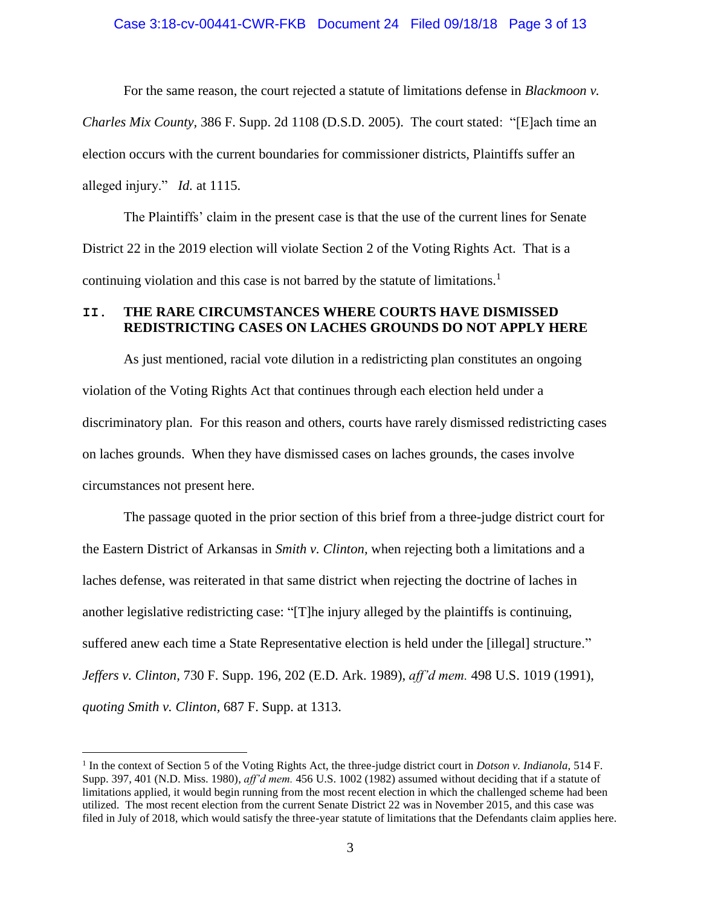For the same reason, the court rejected a statute of limitations defense in *Blackmoon v. Charles Mix County*, 386 F. Supp. 2d 1108 (D.S.D. 2005). The court stated: "[E]ach time an election occurs with the current boundaries for commissioner districts, Plaintiffs suffer an alleged injury." *Id.* at 1115.

The Plaintiffs' claim in the present case is that the use of the current lines for Senate District 22 in the 2019 election will violate Section 2 of the Voting Rights Act. That is a continuing violation and this case is not barred by the statute of limitations.[1]

## II. THE RARE CIRCUMSTANCES WHERE COURTS HAVE DISMISSED REDISTRICTING CASES ON LACHES GROUNDS DO NOT APPLY HERE

As just mentioned, racial vote dilution in a redistricting plan constitutes an ongoing violation of the Voting Rights Act that continues through each election held under a discriminatory plan. For this reason and others, courts have rarely dismissed redistricting cases on laches grounds. When they have dismissed cases on laches grounds, the cases involve circumstances not present here.

The passage quoted in the prior section of this brief from a three-judge district court for the Eastern District of Arkansas in *Smith v. Clinton,* when rejecting both a limitations and a laches defense, was reiterated in that same district when rejecting the doctrine of laches in another legislative redistricting case: "[T]he injury alleged by the plaintiffs is continuing, suffered anew each time a State Representative election is held under the [illegal] structure." *Jeffers v. Clinton*, 730 F. Supp. 196, 202 (E.D. Ark. 1989), *aff'd mem.* 498 U.S. 1019 (1991), *quoting Smith v. Clinton*, 687 F. Supp. at 1313.

[1] In the context of Section 5 of the Voting Rights Act, the three-judge district court in *Dotson v. Indianola,* 514 F. Supp. 397, 401 (N.D. Miss. 1980), *aff'd mem.* 456 U.S. 1002 (1982) assumed without deciding that if a statute of limitations applied, it would begin running from the most recent election in which the challenged scheme had been utilized. The most recent election from the current Senate District 22 was in November 2015, and this case was filed in July of 2018, which would satisfy the three-year statute of limitations that the Defendants claim applies here.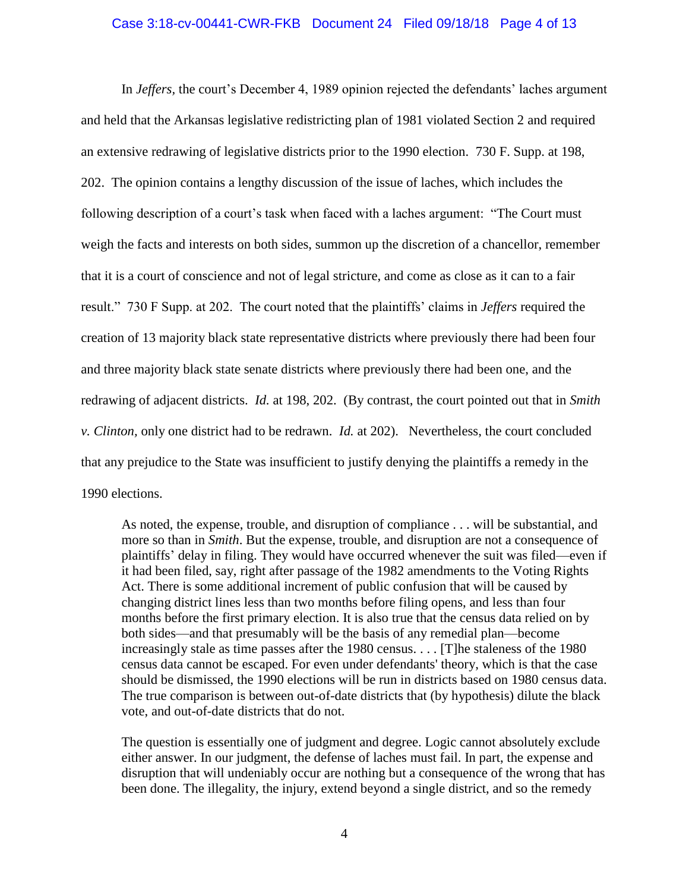In *Jeffers,* the court's December 4, 1989 opinion rejected the defendants' laches argument and held that the Arkansas legislative redistricting plan of 1981 violated Section 2 and required an extensive redrawing of legislative districts prior to the 1990 election. 730 F. Supp. at 198, 202. The opinion contains a lengthy discussion of the issue of laches, which includes the following description of a court's task when faced with a laches argument: "The Court must weigh the facts and interests on both sides, summon up the discretion of a chancellor, remember that it is a court of conscience and not of legal stricture, and come as close as it can to a fair result." 730 F Supp. at 202. The court noted that the plaintiffs' claims in *Jeffers* required the creation of 13 majority black state representative districts where previously there had been four and three majority black state senate districts where previously there had been one, and the redrawing of adjacent districts. *Id.* at 198, 202. (By contrast, the court pointed out that in *Smith v. Clinton,* only one district had to be redrawn. *Id.* at 202). Nevertheless, the court concluded that any prejudice to the State was insufficient to justify denying the plaintiffs a remedy in the 1990 elections.

> As noted, the expense, trouble, and disruption of compliance . . . will be substantial, and more so than in *Smith*. But the expense, trouble, and disruption are not a consequence of plaintiffs' delay in filing. They would have occurred whenever the suit was filed—even if it had been filed, say, right after passage of the 1982 amendments to the Voting Rights Act. There is some additional increment of public confusion that will be caused by changing district lines less than two months before filing opens, and less than four months before the first primary election. It is also true that the census data relied on by both sides—and that presumably will be the basis of any remedial plan—become increasingly stale as time passes after the 1980 census. . . . [T]he staleness of the 1980 census data cannot be escaped. For even under defendants' theory, which is that the case should be dismissed, the 1990 elections will be run in districts based on 1980 census data. The true comparison is between out-of-date districts that (by hypothesis) dilute the black vote, and out-of-date districts that do not.
>
> The question is essentially one of judgment and degree. Logic cannot absolutely exclude either answer. In our judgment, the defense of laches must fail. In part, the expense and disruption that will undeniably occur are nothing but a consequence of the wrong that has been done. The illegality, the injury, extend beyond a single district, and so the remedy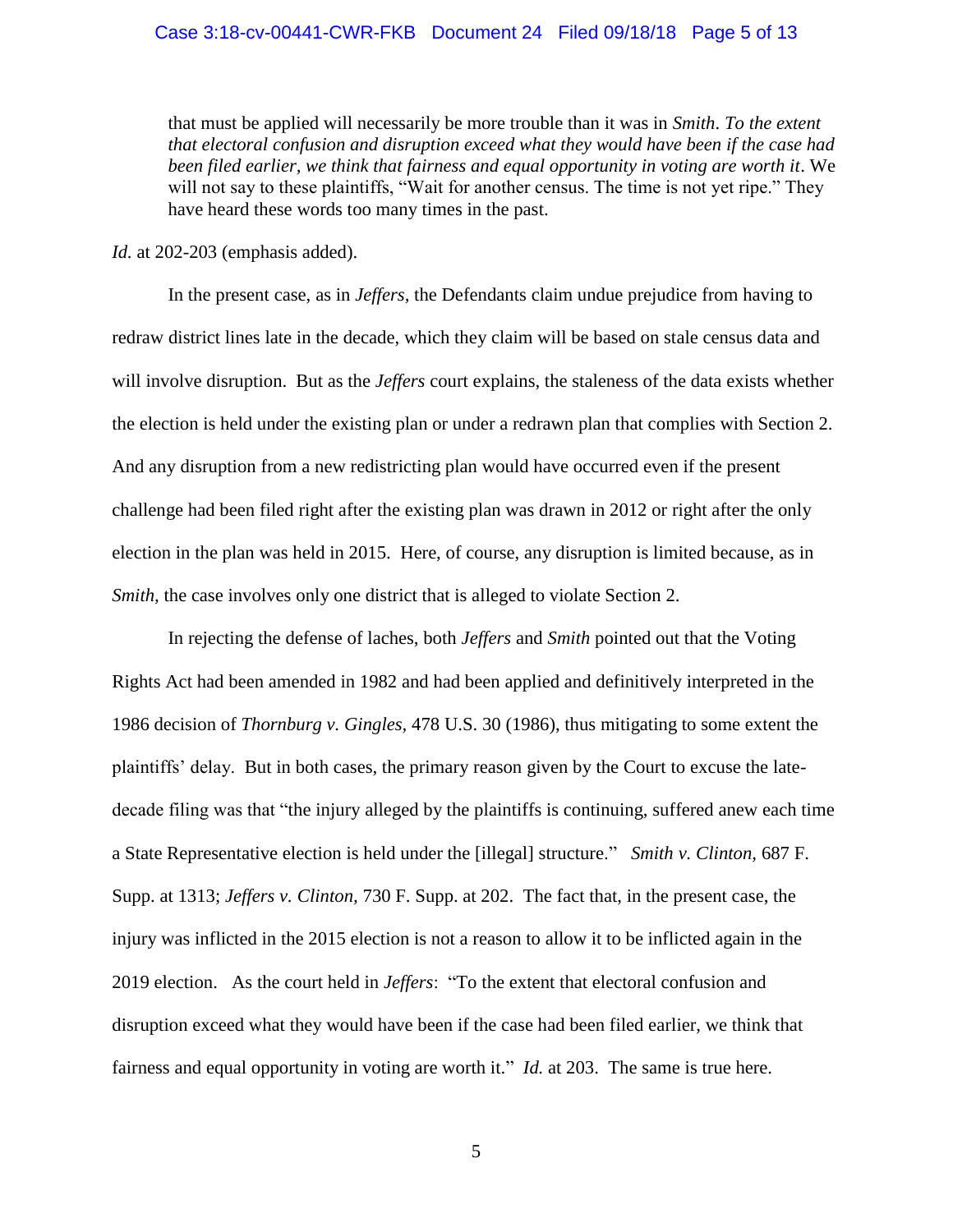> that must be applied will necessarily be more trouble than it was in *Smith*. *To the extent that electoral confusion and disruption exceed what they would have been if the case had been filed earlier, we think that fairness and equal opportunity in voting are worth it*. We will not say to these plaintiffs, "Wait for another census. The time is not yet ripe." They have heard these words too many times in the past.

*Id.* at 202-203 (emphasis added).

In the present case, as in *Jeffers,* the Defendants claim undue prejudice from having to redraw district lines late in the decade, which they claim will be based on stale census data and will involve disruption. But as the *Jeffers* court explains, the staleness of the data exists whether the election is held under the existing plan or under a redrawn plan that complies with Section 2. And any disruption from a new redistricting plan would have occurred even if the present challenge had been filed right after the existing plan was drawn in 2012 or right after the only election in the plan was held in 2015. Here, of course, any disruption is limited because, as in *Smith,* the case involves only one district that is alleged to violate Section 2.

In rejecting the defense of laches, both *Jeffers* and *Smith* pointed out that the Voting Rights Act had been amended in 1982 and had been applied and definitively interpreted in the 1986 decision of *Thornburg v. Gingles,* 478 U.S. 30 (1986), thus mitigating to some extent the plaintiffs' delay. But in both cases, the primary reason given by the Court to excuse the late-decade filing was that "the injury alleged by the plaintiffs is continuing, suffered anew each time a State Representative election is held under the [illegal] structure." *Smith v. Clinton,* 687 F. Supp. at 1313; *Jeffers v. Clinton,* 730 F. Supp. at 202. The fact that, in the present case, the injury was inflicted in the 2015 election is not a reason to allow it to be inflicted again in the 2019 election. As the court held in *Jeffers*: "To the extent that electoral confusion and disruption exceed what they would have been if the case had been filed earlier, we think that fairness and equal opportunity in voting are worth it." *Id.* at 203. The same is true here.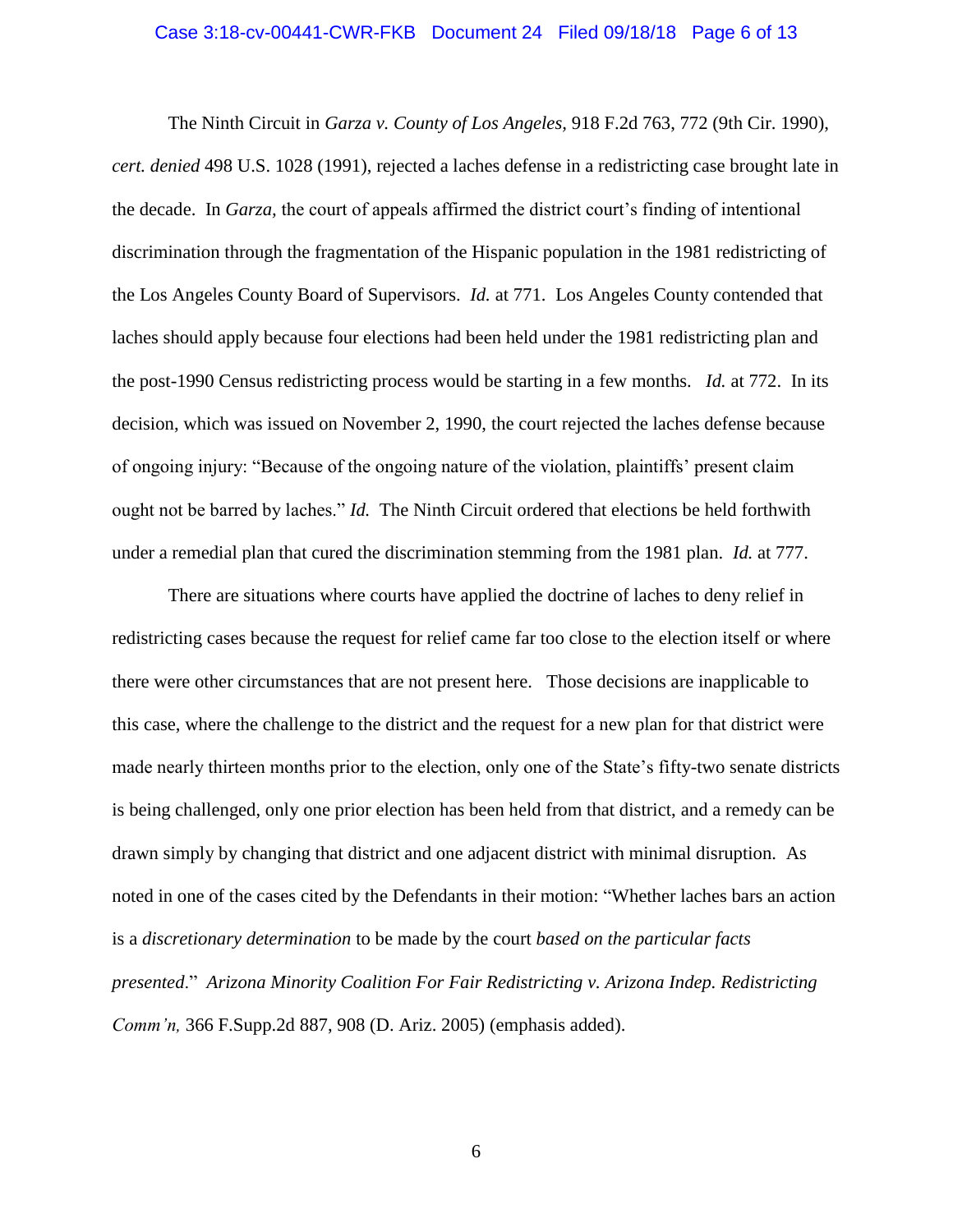The Ninth Circuit in *Garza v. County of Los Angeles*, 918 F.2d 763, 772 (9th Cir. 1990), *cert. denied* 498 U.S. 1028 (1991), rejected a laches defense in a redistricting case brought late in the decade. In *Garza*, the court of appeals affirmed the district court's finding of intentional discrimination through the fragmentation of the Hispanic population in the 1981 redistricting of the Los Angeles County Board of Supervisors. *Id.* at 771. Los Angeles County contended that laches should apply because four elections had been held under the 1981 redistricting plan and the post-1990 Census redistricting process would be starting in a few months. *Id.* at 772. In its decision, which was issued on November 2, 1990, the court rejected the laches defense because of ongoing injury: "Because of the ongoing nature of the violation, plaintiffs' present claim ought not be barred by laches." *Id.* The Ninth Circuit ordered that elections be held forthwith under a remedial plan that cured the discrimination stemming from the 1981 plan. *Id.* at 777.

There are situations where courts have applied the doctrine of laches to deny relief in redistricting cases because the request for relief came far too close to the election itself or where there were other circumstances that are not present here. Those decisions are inapplicable to this case, where the challenge to the district and the request for a new plan for that district were made nearly thirteen months prior to the election, only one of the State's fifty-two senate districts is being challenged, only one prior election has been held from that district, and a remedy can be drawn simply by changing that district and one adjacent district with minimal disruption. As noted in one of the cases cited by the Defendants in their motion: "Whether laches bars an action is a *discretionary determination* to be made by the court *based on the particular facts presented*." *Arizona Minority Coalition For Fair Redistricting v. Arizona Indep. Redistricting Comm'n,* 366 F.Supp.2d 887, 908 (D. Ariz. 2005) (emphasis added).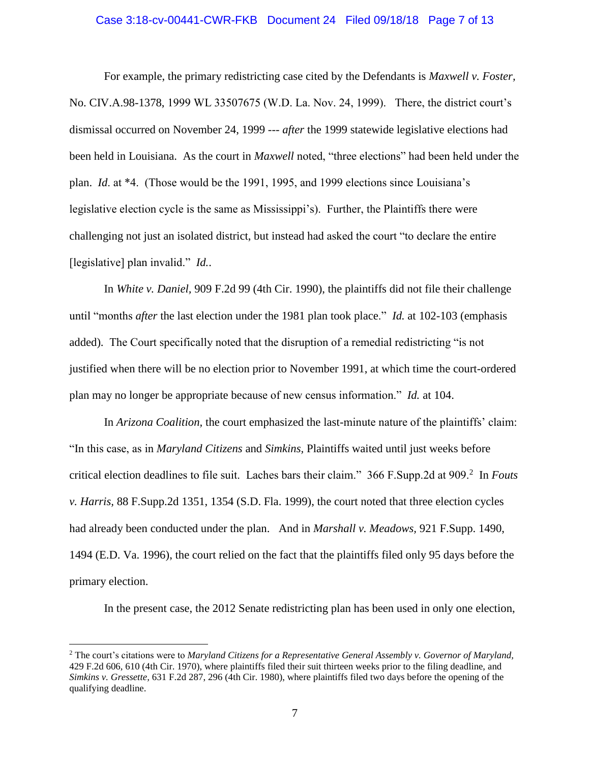For example, the primary redistricting case cited by the Defendants is *Maxwell v. Foster*, No. CIV.A.98-1378, 1999 WL 33507675 (W.D. La. Nov. 24, 1999). There, the district court's dismissal occurred on November 24, 1999 --- *after* the 1999 statewide legislative elections had been held in Louisiana. As the court in *Maxwell* noted, "three elections" had been held under the plan. *Id.* at *4. (Those would be the 1991, 1995, and 1999 elections since Louisiana's legislative election cycle is the same as Mississippi's). Further, the Plaintiffs there were challenging not just an isolated district, but instead had asked the court "to declare the entire [legislative] plan invalid." *Id.*.

In *White v. Daniel,* 909 F.2d 99 (4th Cir. 1990), the plaintiffs did not file their challenge until "months *after* the last election under the 1981 plan took place." *Id.* at 102-103 (emphasis added). The Court specifically noted that the disruption of a remedial redistricting "is not justified when there will be no election prior to November 1991, at which time the court-ordered plan may no longer be appropriate because of new census information." *Id.* at 104.

In *Arizona Coalition,* the court emphasized the last-minute nature of the plaintiffs' claim: "In this case, as in *Maryland Citizens* and *Simkins*, Plaintiffs waited until just weeks before critical election deadlines to file suit. Laches bars their claim." 366 F.Supp.2d at 909.[2] In *Fouts v. Harris,* 88 F.Supp.2d 1351, 1354 (S.D. Fla. 1999), the court noted that three election cycles had already been conducted under the plan. And in *Marshall v. Meadows*, 921 F.Supp. 1490, 1494 (E.D. Va. 1996), the court relied on the fact that the plaintiffs filed only 95 days before the primary election.

In the present case, the 2012 Senate redistricting plan has been used in only one election,

---

[2] The court's citations were to *Maryland Citizens for a Representative General Assembly v. Governor of Maryland,* 429 F.2d 606, 610 (4th Cir. 1970), where plaintiffs filed their suit thirteen weeks prior to the filing deadline, and *Simkins v. Gressette,* 631 F.2d 287, 296 (4th Cir. 1980), where plaintiffs filed two days before the opening of the qualifying deadline.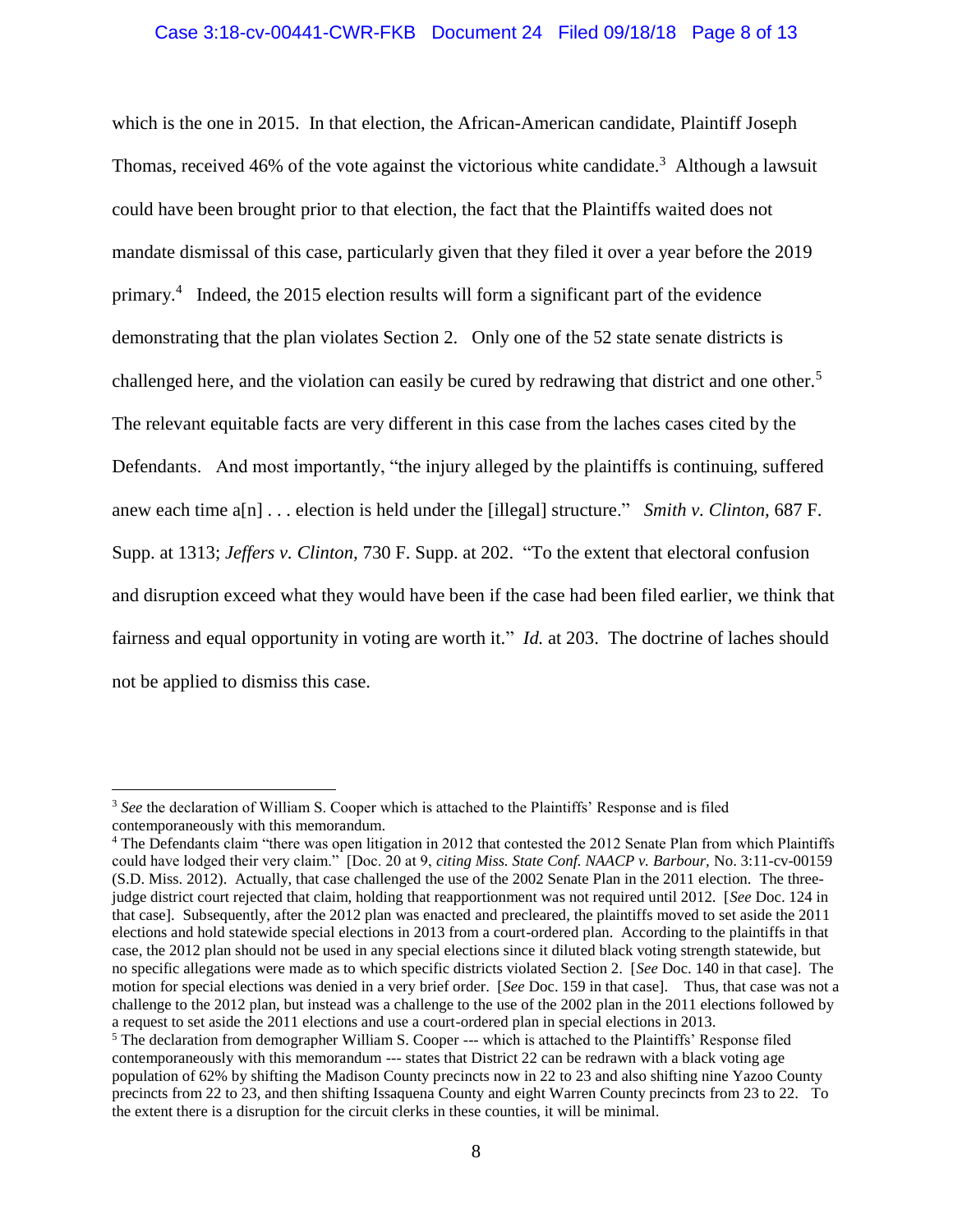which is the one in 2015. In that election, the African-American candidate, Plaintiff Joseph Thomas, received 46% of the vote against the victorious white candidate.[3] Although a lawsuit could have been brought prior to that election, the fact that the Plaintiffs waited does not mandate dismissal of this case, particularly given that they filed it over a year before the 2019 primary.[4] Indeed, the 2015 election results will form a significant part of the evidence demonstrating that the plan violates Section 2. Only one of the 52 state senate districts is challenged here, and the violation can easily be cured by redrawing that district and one other.[5] The relevant equitable facts are very different in this case from the laches cases cited by the Defendants. And most importantly, "the injury alleged by the plaintiffs is continuing, suffered anew each time a[n] . . . election is held under the [illegal] structure." *Smith v. Clinton,* 687 F. Supp. at 1313; *Jeffers v. Clinton,* 730 F. Supp. at 202. "To the extent that electoral confusion and disruption exceed what they would have been if the case had been filed earlier, we think that fairness and equal opportunity in voting are worth it." *Id.* at 203. The doctrine of laches should not be applied to dismiss this case.

---

[3] *See* the declaration of William S. Cooper which is attached to the Plaintiffs' Response and is filed contemporaneously with this memorandum.

[4] The Defendants claim "there was open litigation in 2012 that contested the 2012 Senate Plan from which Plaintiffs could have lodged their very claim." [Doc. 20 at 9, *citing Miss. State Conf. NAACP v. Barbour,* No. 3:11-cv-00159 (S.D. Miss. 2012). Actually, that case challenged the use of the 2002 Senate Plan in the 2011 election. The three-judge district court rejected that claim, holding that reapportionment was not required until 2012. [*See* Doc. 124 in that case]. Subsequently, after the 2012 plan was enacted and precleared, the plaintiffs moved to set aside the 2011 elections and hold statewide special elections in 2013 from a court-ordered plan. According to the plaintiffs in that case, the 2012 plan should not be used in any special elections since it diluted black voting strength statewide, but no specific allegations were made as to which specific districts violated Section 2. [*See* Doc. 140 in that case]. The motion for special elections was denied in a very brief order. [*See* Doc. 159 in that case]. Thus, that case was not a challenge to the 2012 plan, but instead was a challenge to the use of the 2002 plan in the 2011 elections followed by a request to set aside the 2011 elections and use a court-ordered plan in special elections in 2013.

[5] The declaration from demographer William S. Cooper --- which is attached to the Plaintiffs' Response filed contemporaneously with this memorandum --- states that District 22 can be redrawn with a black voting age population of 62% by shifting the Madison County precincts now in 22 to 23 and also shifting nine Yazoo County precincts from 22 to 23, and then shifting Issaquena County and eight Warren County precincts from 23 to 22. To the extent there is a disruption for the circuit clerks in these counties, it will be minimal.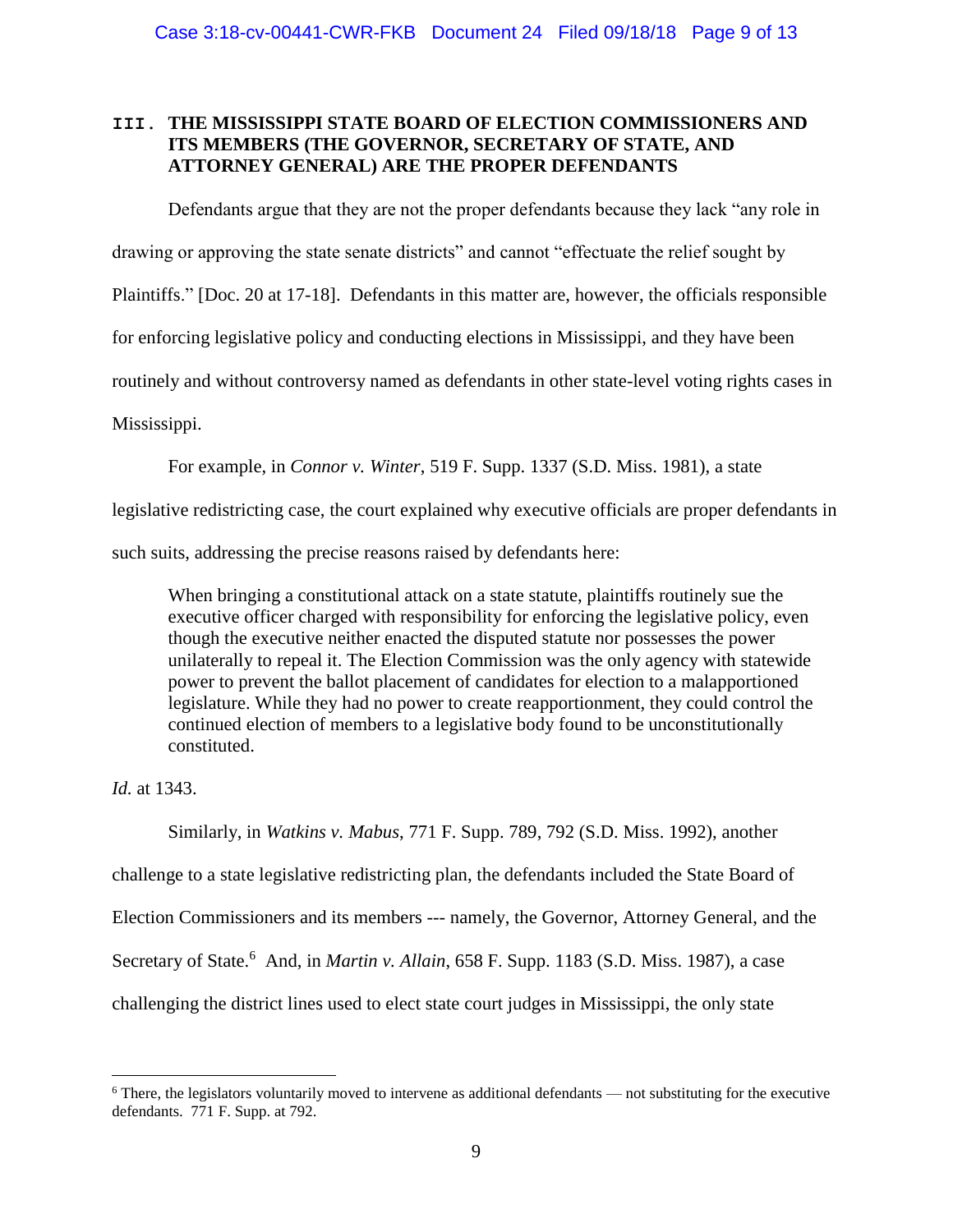## III. THE MISSISSIPPI STATE BOARD OF ELECTION COMMISSIONERS AND ITS MEMBERS (THE GOVERNOR, SECRETARY OF STATE, AND ATTORNEY GENERAL) ARE THE PROPER DEFENDANTS

Defendants argue that they are not the proper defendants because they lack "any role in drawing or approving the state senate districts" and cannot "effectuate the relief sought by Plaintiffs." [Doc. 20 at 17-18]. Defendants in this matter are, however, the officials responsible for enforcing legislative policy and conducting elections in Mississippi, and they have been routinely and without controversy named as defendants in other state-level voting rights cases in Mississippi.

For example, in *Connor v. Winter*, 519 F. Supp. 1337 (S.D. Miss. 1981), a state legislative redistricting case, the court explained why executive officials are proper defendants in such suits, addressing the precise reasons raised by defendants here:

> When bringing a constitutional attack on a state statute, plaintiffs routinely sue the executive officer charged with responsibility for enforcing the legislative policy, even though the executive neither enacted the disputed statute nor possesses the power unilaterally to repeal it. The Election Commission was the only agency with statewide power to prevent the ballot placement of candidates for election to a malapportioned legislature. While they had no power to create reapportionment, they could control the continued election of members to a legislative body found to be unconstitutionally constituted.

*Id.* at 1343.

Similarly, in *Watkins v. Mabus*, 771 F. Supp. 789, 792 (S.D. Miss. 1992), another challenge to a state legislative redistricting plan, the defendants included the State Board of Election Commissioners and its members --- namely, the Governor, Attorney General, and the Secretary of State.[6] And, in *Martin v. Allain*, 658 F. Supp. 1183 (S.D. Miss. 1987), a case challenging the district lines used to elect state court judges in Mississippi, the only state

[6] There, the legislators voluntarily moved to intervene as additional defendants — not substituting for the executive defendants. 771 F. Supp. at 792.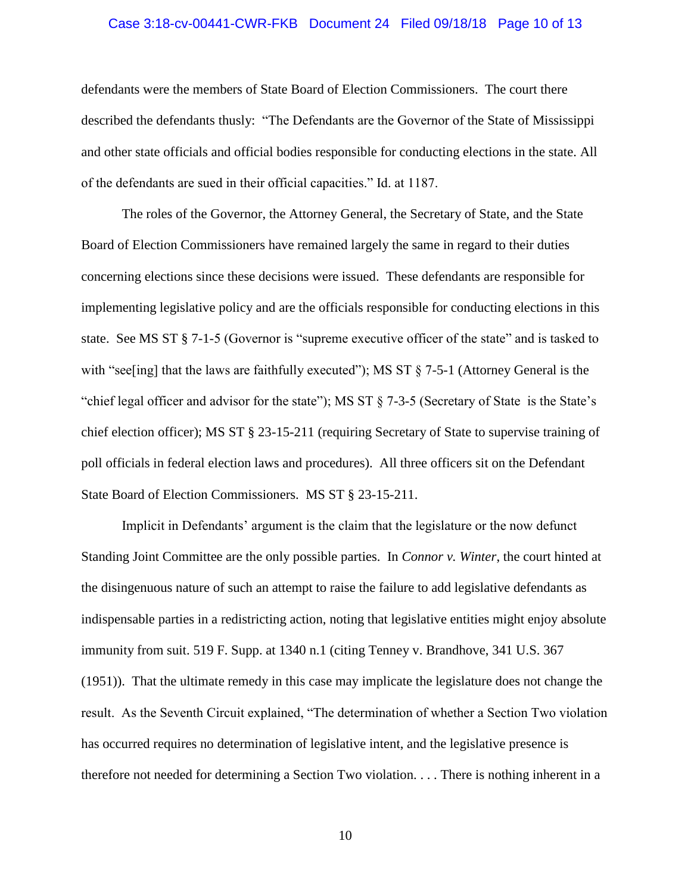defendants were the members of State Board of Election Commissioners. The court there described the defendants thusly: "The Defendants are the Governor of the State of Mississippi and other state officials and official bodies responsible for conducting elections in the state. All of the defendants are sued in their official capacities." Id. at 1187.

The roles of the Governor, the Attorney General, the Secretary of State, and the State Board of Election Commissioners have remained largely the same in regard to their duties concerning elections since these decisions were issued. These defendants are responsible for implementing legislative policy and are the officials responsible for conducting elections in this state. See MS ST § 7-1-5 (Governor is "supreme executive officer of the state" and is tasked to with "see[ing] that the laws are faithfully executed"); MS ST § 7-5-1 (Attorney General is the "chief legal officer and advisor for the state"); MS ST § 7-3-5 (Secretary of State is the State's chief election officer); MS ST § 23-15-211 (requiring Secretary of State to supervise training of poll officials in federal election laws and procedures). All three officers sit on the Defendant State Board of Election Commissioners. MS ST § 23-15-211.

Implicit in Defendants' argument is the claim that the legislature or the now defunct Standing Joint Committee are the only possible parties. In *Connor v. Winter*, the court hinted at the disingenuous nature of such an attempt to raise the failure to add legislative defendants as indispensable parties in a redistricting action, noting that legislative entities might enjoy absolute immunity from suit. 519 F. Supp. at 1340 n.1 (citing Tenney v. Brandhove, 341 U.S. 367 (1951)). That the ultimate remedy in this case may implicate the legislature does not change the result. As the Seventh Circuit explained, "The determination of whether a Section Two violation has occurred requires no determination of legislative intent, and the legislative presence is therefore not needed for determining a Section Two violation. . . . There is nothing inherent in a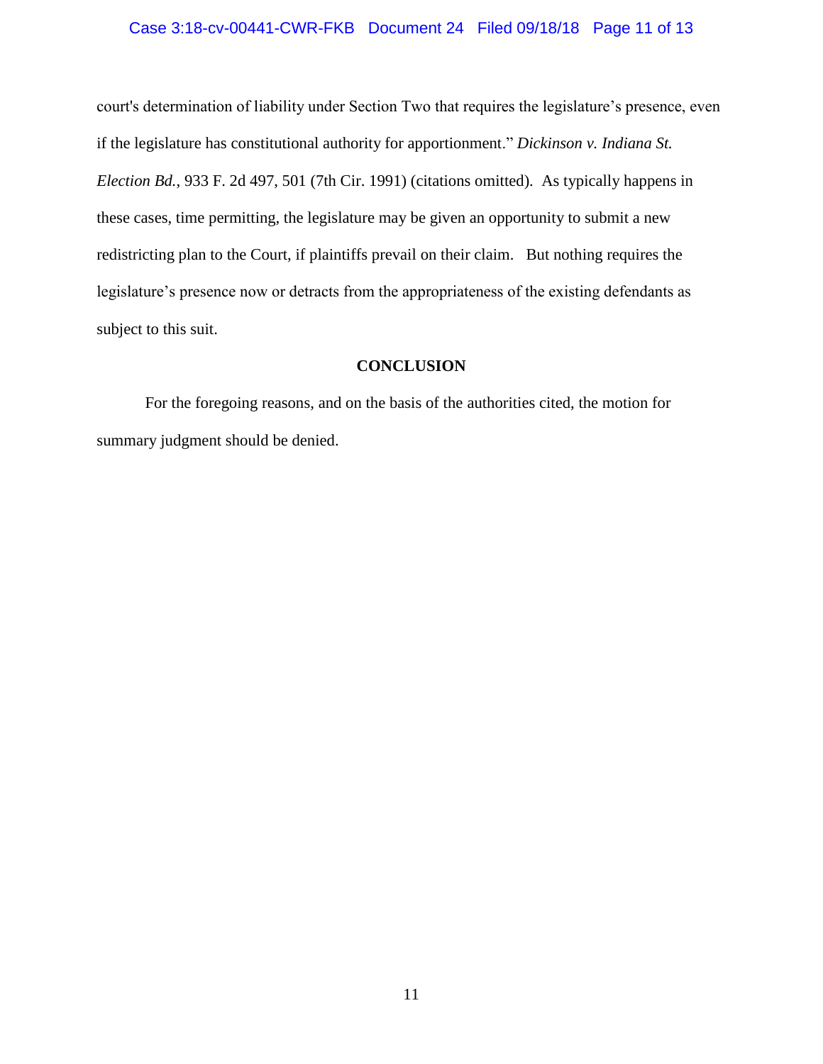court's determination of liability under Section Two that requires the legislature's presence, even if the legislature has constitutional authority for apportionment." *Dickinson v. Indiana St. Election Bd.*, 933 F. 2d 497, 501 (7th Cir. 1991) (citations omitted). As typically happens in these cases, time permitting, the legislature may be given an opportunity to submit a new redistricting plan to the Court, if plaintiffs prevail on their claim. But nothing requires the legislature's presence now or detracts from the appropriateness of the existing defendants as subject to this suit.

**CONCLUSION**

For the foregoing reasons, and on the basis of the authorities cited, the motion for summary judgment should be denied.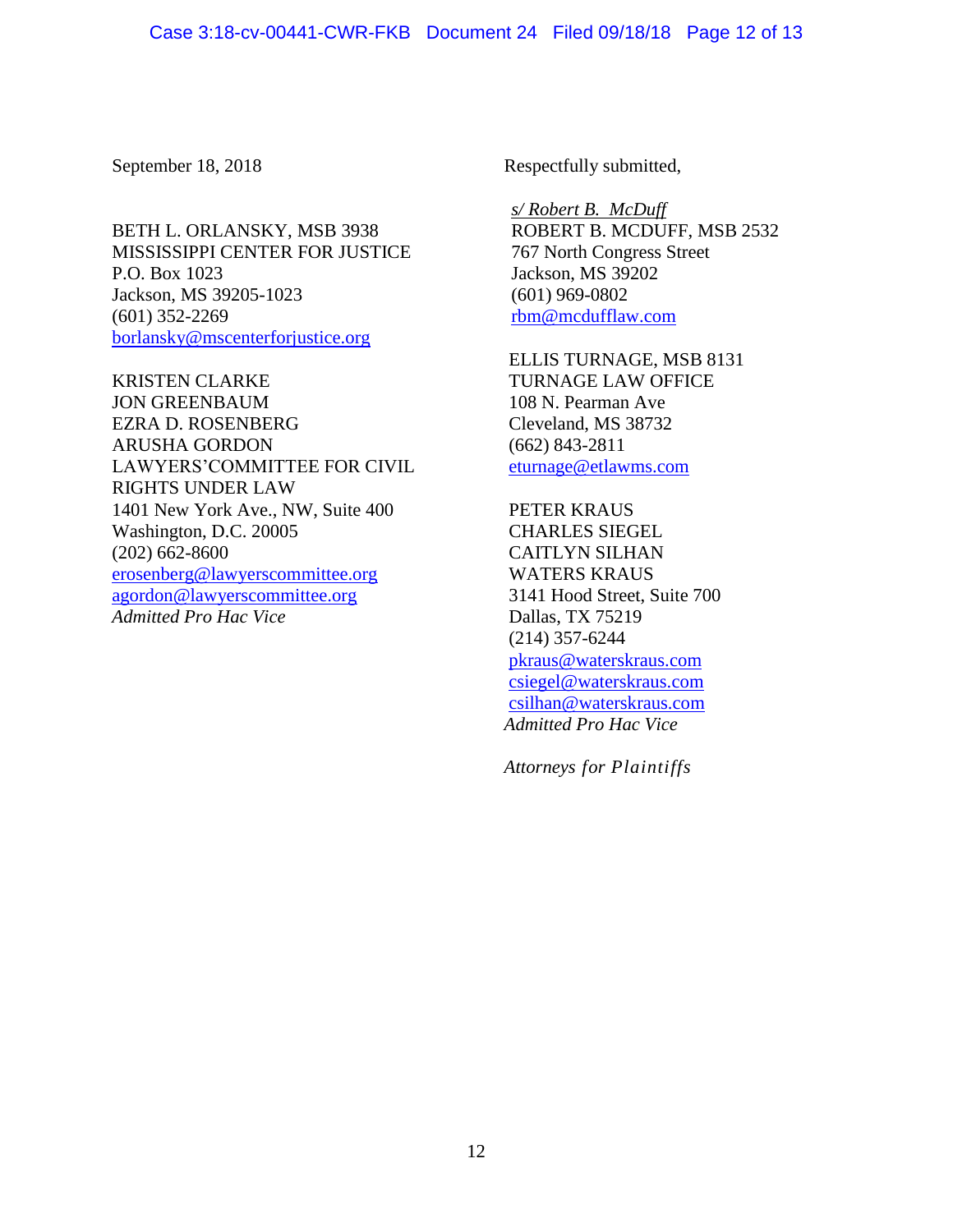September 18, 2018

Respectfully submitted,

*s/ Robert B. McDuff*
ROBERT B. MCDUFF, MSB 2532
767 North Congress Street
Jackson, MS 39202
(601) 969-0802
rbm@mcdufflaw.com

ELLIS TURNAGE, MSB 8131
TURNAGE LAW OFFICE
108 N. Pearman Ave
Cleveland, MS 38732
(662) 843-2811
eturnage@etlawms.com

PETER KRAUS
CHARLES SIEGEL
CAITLYN SILHAN
WATERS KRAUS
3141 Hood Street, Suite 700
Dallas, TX 75219
(214) 357-6244
pkraus@waterskraus.com
csiegel@waterskraus.com
csilhan@waterskraus.com
*Admitted Pro Hac Vice*

BETH L. ORLANSKY, MSB 3938
MISSISSIPPI CENTER FOR JUSTICE
P.O. Box 1023
Jackson, MS 39205-1023
(601) 352-2269
borlansky@mscenterforjustice.org

KRISTEN CLARKE
JON GREENBAUM
EZRA D. ROSENBERG
ARUSHA GORDON
LAWYERS'COMMITTEE FOR CIVIL RIGHTS UNDER LAW
1401 New York Ave., NW, Suite 400
Washington, D.C. 20005
(202) 662-8600
erosenberg@lawyerscommittee.org
agordon@lawyerscommittee.org
*Admitted Pro Hac Vice*

*Attorneys for Plaintiffs*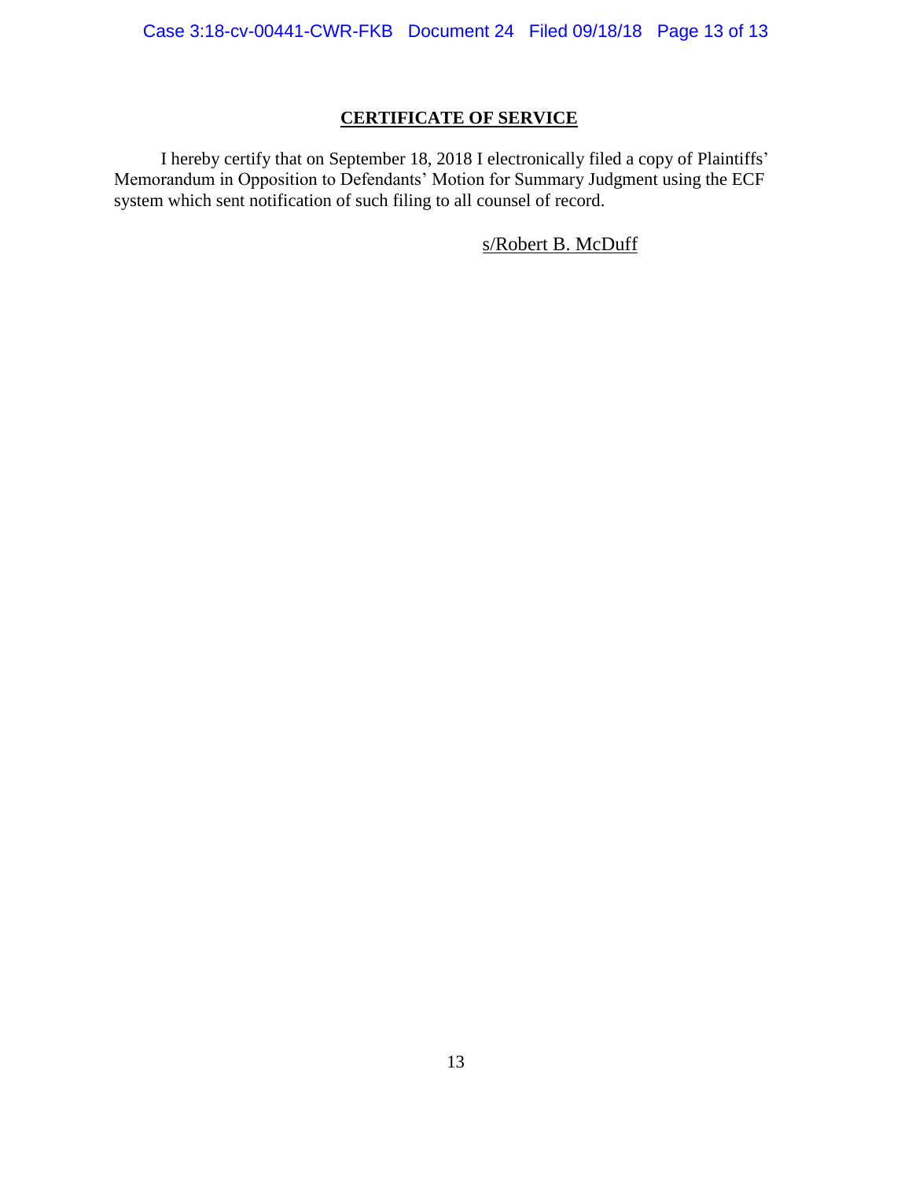## CERTIFICATE OF SERVICE

I hereby certify that on September 18, 2018 I electronically filed a copy of Plaintiffs' Memorandum in Opposition to Defendants' Motion for Summary Judgment using the ECF system which sent notification of such filing to all counsel of record.

s/Robert B. McDuff